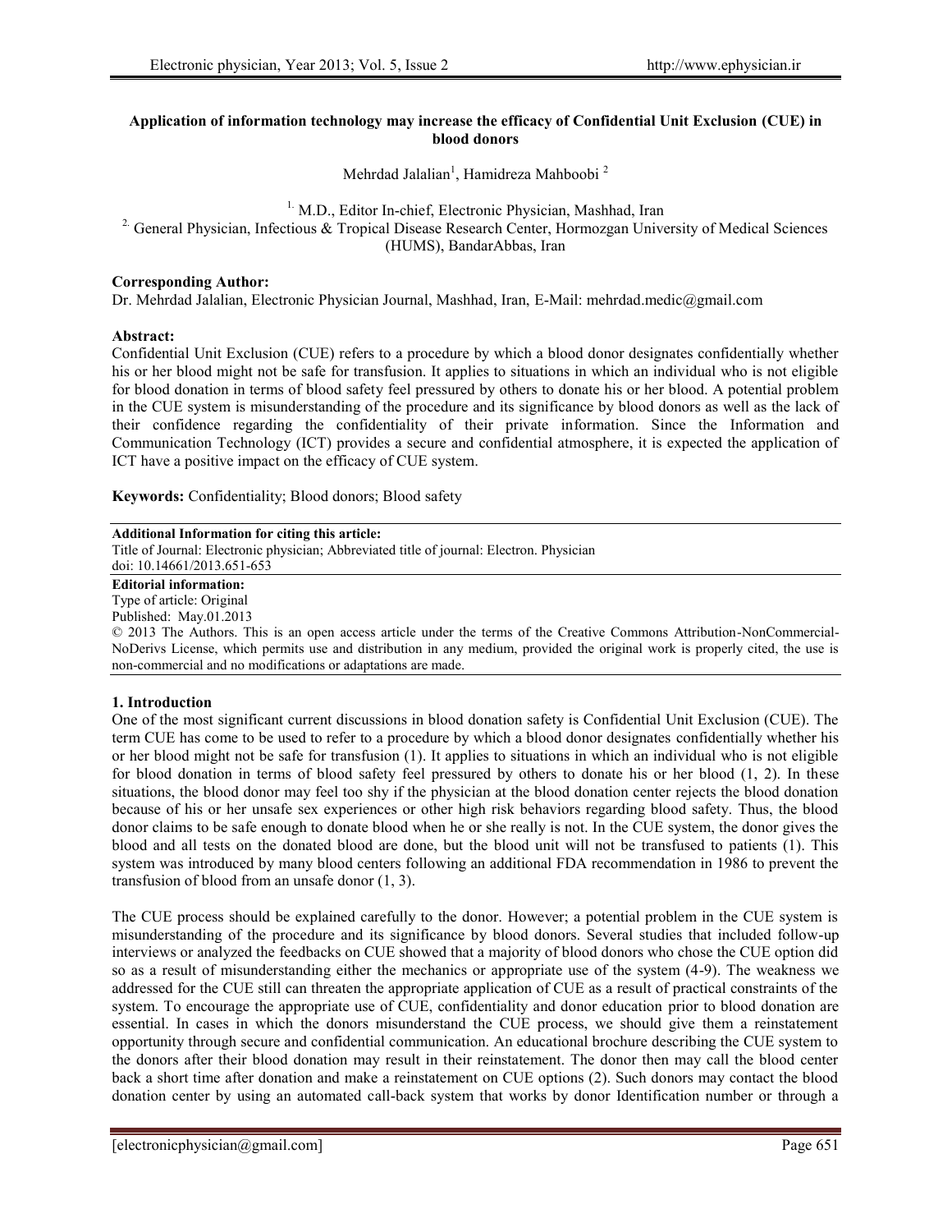# Application of information technology may increase the efficacy of Confidential Unit Exclusion (CUE) in blood donors

Mehrdad Jalalian[1], Hamidreza Mahboobi [2]

[1] M.D., Editor In-chief, Electronic Physician, Mashhad, Iran
[2] General Physician, Infectious & Tropical Disease Research Center, Hormozgan University of Medical Sciences (HUMS), BandarAbbas, Iran

**Corresponding Author:**
Dr. Mehrdad Jalalian, Electronic Physician Journal, Mashhad, Iran, E-Mail: mehrdad.medic@gmail.com

**Abstract:**
Confidential Unit Exclusion (CUE) refers to a procedure by which a blood donor designates confidentially whether his or her blood might not be safe for transfusion. It applies to situations in which an individual who is not eligible for blood donation in terms of blood safety feel pressured by others to donate his or her blood. A potential problem in the CUE system is misunderstanding of the procedure and its significance by blood donors as well as the lack of their confidence regarding the confidentiality of their private information. Since the Information and Communication Technology (ICT) provides a secure and confidential atmosphere, it is expected the application of ICT have a positive impact on the efficacy of CUE system.

**Keywords:** Confidentiality; Blood donors; Blood safety

**Additional Information for citing this article:**
Title of Journal: Electronic physician; Abbreviated title of journal: Electron. Physician
doi: 10.14661/2013.651-653

**Editorial information:**
Type of article: Original
Published: May.01.2013
© 2013 The Authors. This is an open access article under the terms of the Creative Commons Attribution-NonCommercial-NoDerivs License, which permits use and distribution in any medium, provided the original work is properly cited, the use is non-commercial and no modifications or adaptations are made.

## 1. Introduction

One of the most significant current discussions in blood donation safety is Confidential Unit Exclusion (CUE). The term CUE has come to be used to refer to a procedure by which a blood donor designates confidentially whether his or her blood might not be safe for transfusion (1). It applies to situations in which an individual who is not eligible for blood donation in terms of blood safety feel pressured by others to donate his or her blood (1, 2). In these situations, the blood donor may feel too shy if the physician at the blood donation center rejects the blood donation because of his or her unsafe sex experiences or other high risk behaviors regarding blood safety. Thus, the blood donor claims to be safe enough to donate blood when he or she really is not. In the CUE system, the donor gives the blood and all tests on the donated blood are done, but the blood unit will not be transfused to patients (1). This system was introduced by many blood centers following an additional FDA recommendation in 1986 to prevent the transfusion of blood from an unsafe donor (1, 3).

The CUE process should be explained carefully to the donor. However; a potential problem in the CUE system is misunderstanding of the procedure and its significance by blood donors. Several studies that included follow-up interviews or analyzed the feedbacks on CUE showed that a majority of blood donors who chose the CUE option did so as a result of misunderstanding either the mechanics or appropriate use of the system (4-9). The weakness we addressed for the CUE still can threaten the appropriate application of CUE as a result of practical constraints of the system. To encourage the appropriate use of CUE, confidentiality and donor education prior to blood donation are essential. In cases in which the donors misunderstand the CUE process, we should give them a reinstatement opportunity through secure and confidential communication. An educational brochure describing the CUE system to the donors after their blood donation may result in their reinstatement. The donor then may call the blood center back a short time after donation and make a reinstatement on CUE options (2). Such donors may contact the blood donation center by using an automated call-back system that works by donor Identification number or through a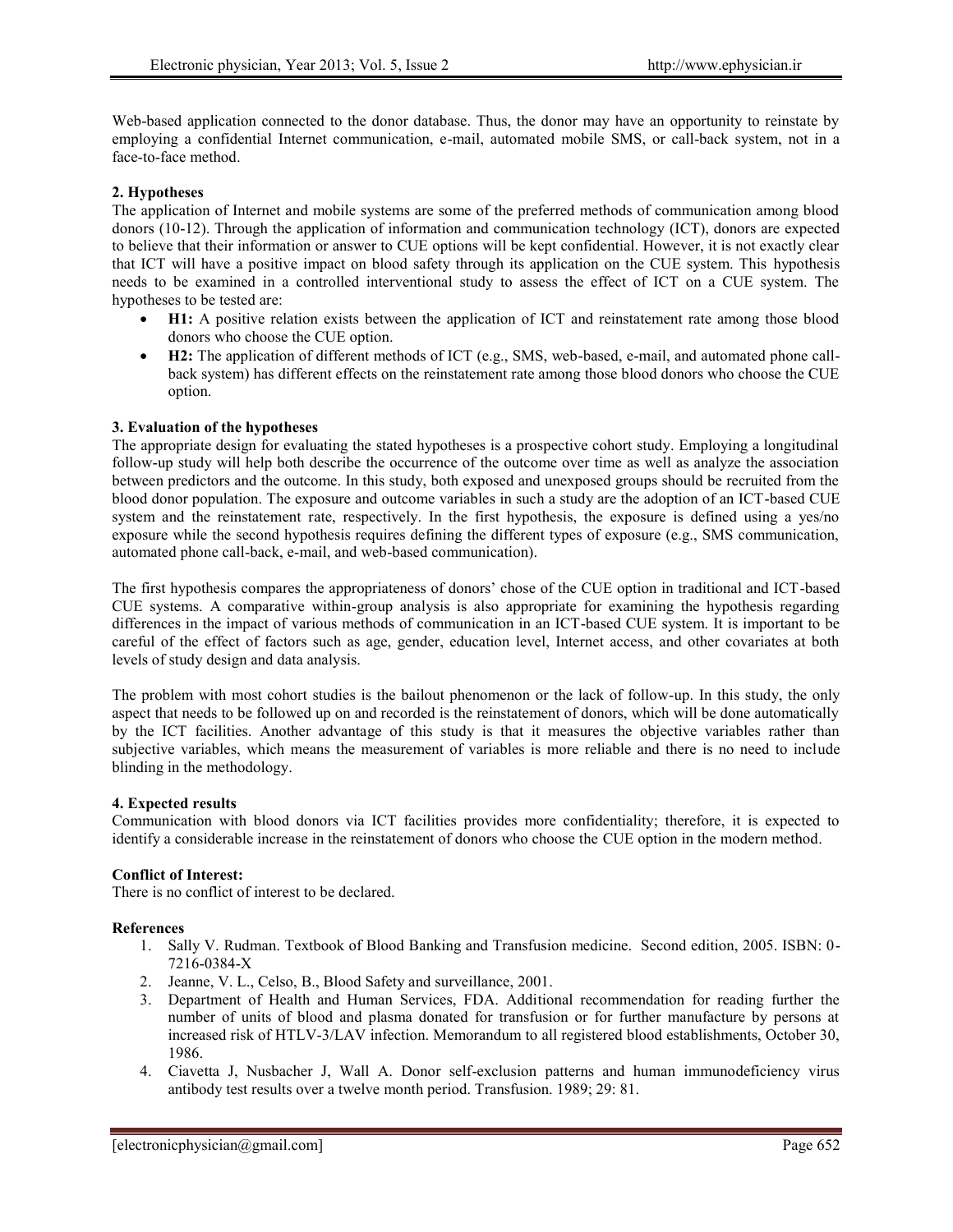Web-based application connected to the donor database. Thus, the donor may have an opportunity to reinstate by employing a confidential Internet communication, e-mail, automated mobile SMS, or call-back system, not in a face-to-face method.

**2. Hypotheses**

The application of Internet and mobile systems are some of the preferred methods of communication among blood donors (10-12). Through the application of information and communication technology (ICT), donors are expected to believe that their information or answer to CUE options will be kept confidential. However, it is not exactly clear that ICT will have a positive impact on blood safety through its application on the CUE system. This hypothesis needs to be examined in a controlled interventional study to assess the effect of ICT on a CUE system. The hypotheses to be tested are:

- **H1:** A positive relation exists between the application of ICT and reinstatement rate among those blood donors who choose the CUE option.
- **H2:** The application of different methods of ICT (e.g., SMS, web-based, e-mail, and automated phone call-back system) has different effects on the reinstatement rate among those blood donors who choose the CUE option.

**3. Evaluation of the hypotheses**

The appropriate design for evaluating the stated hypotheses is a prospective cohort study. Employing a longitudinal follow-up study will help both describe the occurrence of the outcome over time as well as analyze the association between predictors and the outcome. In this study, both exposed and unexposed groups should be recruited from the blood donor population. The exposure and outcome variables in such a study are the adoption of an ICT-based CUE system and the reinstatement rate, respectively. In the first hypothesis, the exposure is defined using a yes/no exposure while the second hypothesis requires defining the different types of exposure (e.g., SMS communication, automated phone call-back, e-mail, and web-based communication).

The first hypothesis compares the appropriateness of donors' chose of the CUE option in traditional and ICT-based CUE systems. A comparative within-group analysis is also appropriate for examining the hypothesis regarding differences in the impact of various methods of communication in an ICT-based CUE system. It is important to be careful of the effect of factors such as age, gender, education level, Internet access, and other covariates at both levels of study design and data analysis.

The problem with most cohort studies is the bailout phenomenon or the lack of follow-up. In this study, the only aspect that needs to be followed up on and recorded is the reinstatement of donors, which will be done automatically by the ICT facilities. Another advantage of this study is that it measures the objective variables rather than subjective variables, which means the measurement of variables is more reliable and there is no need to include blinding in the methodology.

**4. Expected results**

Communication with blood donors via ICT facilities provides more confidentiality; therefore, it is expected to identify a considerable increase in the reinstatement of donors who choose the CUE option in the modern method.

**Conflict of Interest:**

There is no conflict of interest to be declared.

**References**

1. Sally V. Rudman. Textbook of Blood Banking and Transfusion medicine. Second edition, 2005. ISBN: 0-7216-0384-X
2. Jeanne, V. L., Celso, B., Blood Safety and surveillance, 2001.
3. Department of Health and Human Services, FDA. Additional recommendation for reading further the number of units of blood and plasma donated for transfusion or for further manufacture by persons at increased risk of HTLV-3/LAV infection. Memorandum to all registered blood establishments, October 30, 1986.
4. Ciavetta J, Nusbacher J, Wall A. Donor self-exclusion patterns and human immunodeficiency virus antibody test results over a twelve month period. Transfusion. 1989; 29: 81.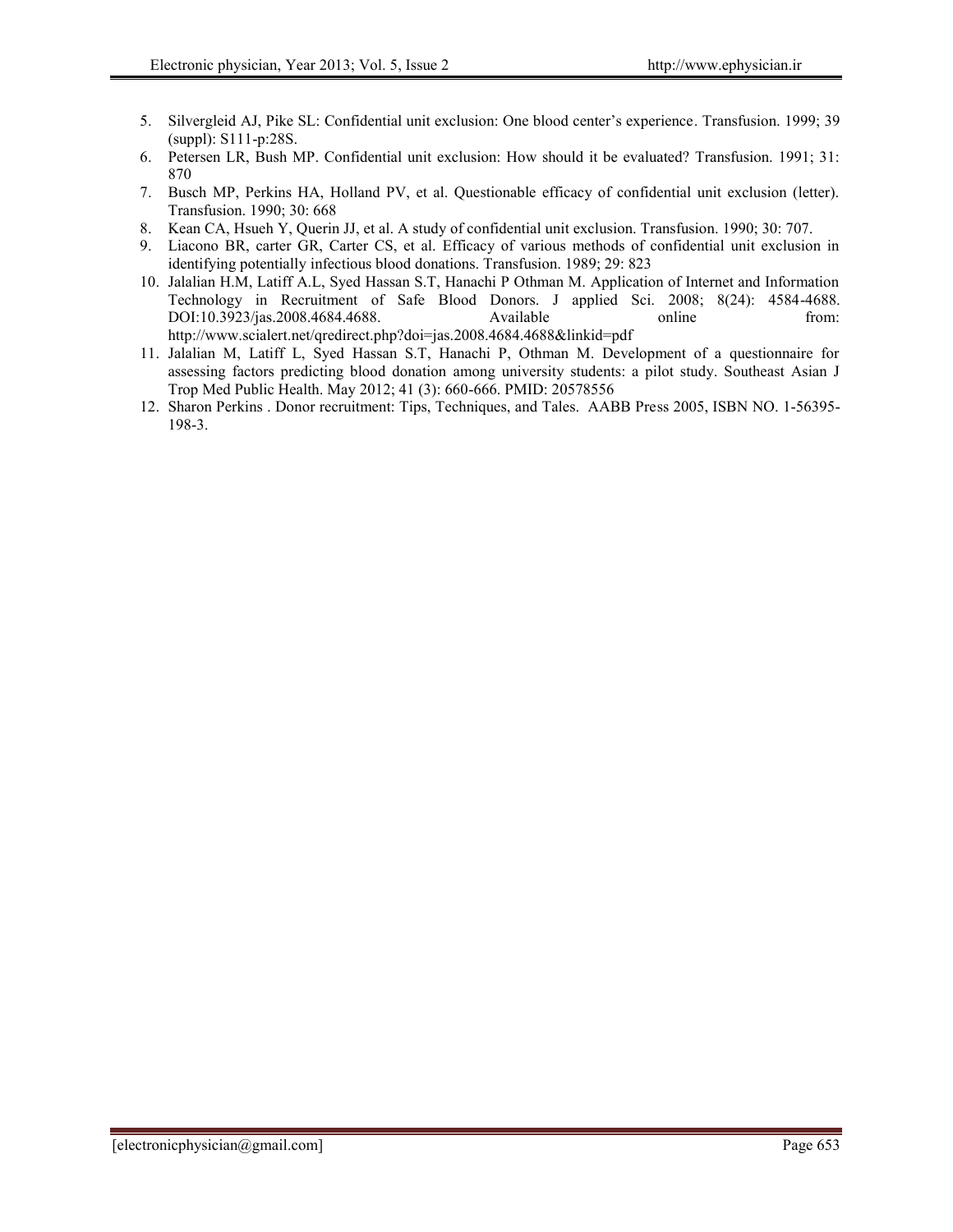5. Silvergleid AJ, Pike SL: Confidential unit exclusion: One blood center's experience. Transfusion. 1999; 39 (suppl): S111-p:28S.
6. Petersen LR, Bush MP. Confidential unit exclusion: How should it be evaluated? Transfusion. 1991; 31: 870
7. Busch MP, Perkins HA, Holland PV, et al. Questionable efficacy of confidential unit exclusion (letter). Transfusion. 1990; 30: 668
8. Kean CA, Hsueh Y, Querin JJ, et al. A study of confidential unit exclusion. Transfusion. 1990; 30: 707.
9. Liacono BR, carter GR, Carter CS, et al. Efficacy of various methods of confidential unit exclusion in identifying potentially infectious blood donations. Transfusion. 1989; 29: 823
10. Jalalian H.M, Latiff A.L, Syed Hassan S.T, Hanachi P Othman M. Application of Internet and Information Technology in Recruitment of Safe Blood Donors. J applied Sci. 2008; 8(24): 4584-4688. DOI:10.3923/jas.2008.4684.4688. Available online from: http://www.scialert.net/qredirect.php?doi=jas.2008.4684.4688&linkid=pdf
11. Jalalian M, Latiff L, Syed Hassan S.T, Hanachi P, Othman M. Development of a questionnaire for assessing factors predicting blood donation among university students: a pilot study. Southeast Asian J Trop Med Public Health. May 2012; 41 (3): 660-666. PMID: 20578556
12. Sharon Perkins . Donor recruitment: Tips, Techniques, and Tales. AABB Press 2005, ISBN NO. 1-56395-198-3.